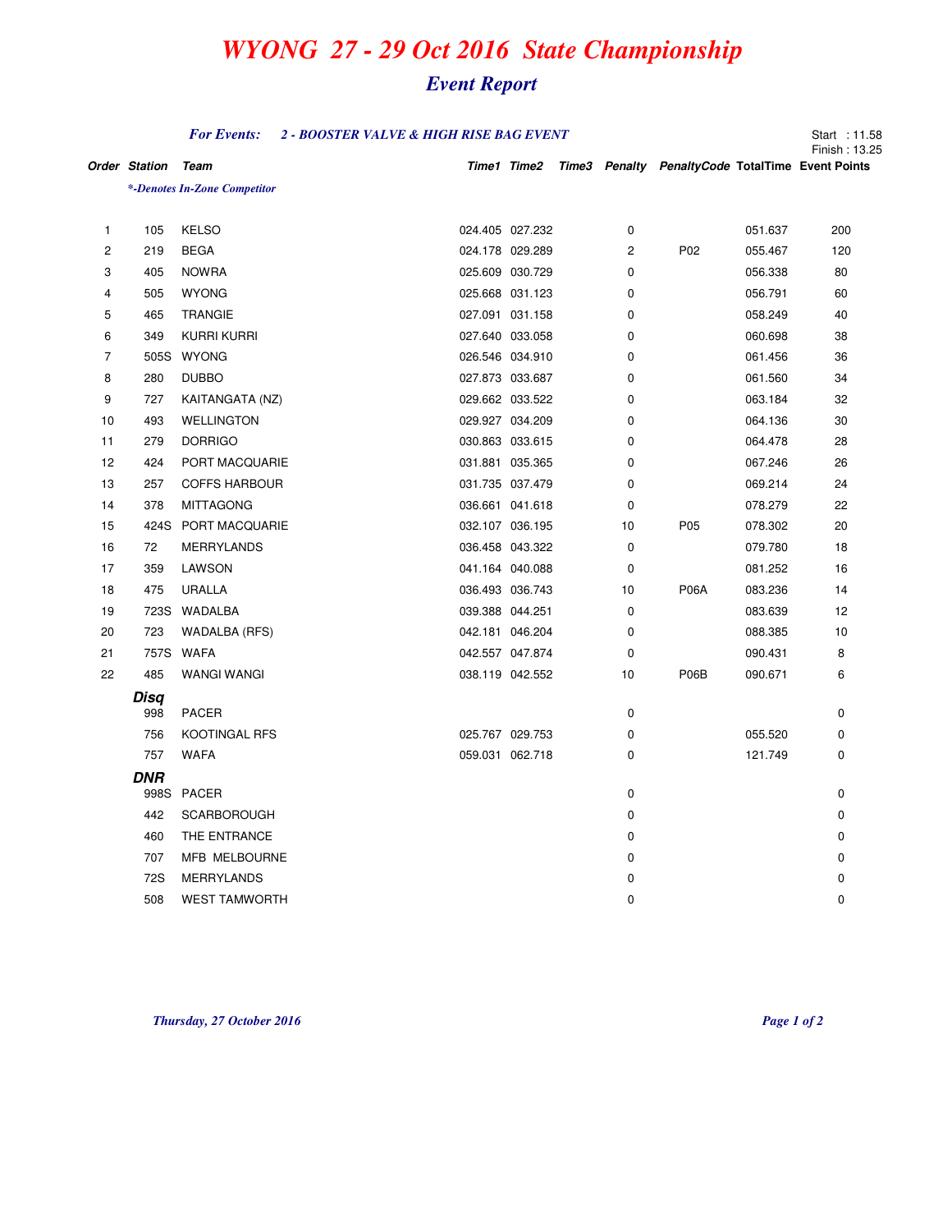# *WYONG 27 - 29 Oct 2016 State Championship*

## *Event Report*

***For Events:*** ***2 - BOOSTER VALVE & HIGH RISE BAG EVENT***

Start : 11.58
Finish : 13.25

*\*-Denotes In-Zone Competitor*

| Order | Station | Team | Time1 | Time2 | Time3 | Penalty | PenaltyCode | TotalTime | Event Points |
|---|---|---|---|---|---|---|---|---|---|
| 1 | 105 | KELSO | 024.405 | 027.232 | | 0 | | 051.637 | 200 |
| 2 | 219 | BEGA | 024.178 | 029.289 | | 2 | P02 | 055.467 | 120 |
| 3 | 405 | NOWRA | 025.609 | 030.729 | | 0 | | 056.338 | 80 |
| 4 | 505 | WYONG | 025.668 | 031.123 | | 0 | | 056.791 | 60 |
| 5 | 465 | TRANGIE | 027.091 | 031.158 | | 0 | | 058.249 | 40 |
| 6 | 349 | KURRI KURRI | 027.640 | 033.058 | | 0 | | 060.698 | 38 |
| 7 | 505S | WYONG | 026.546 | 034.910 | | 0 | | 061.456 | 36 |
| 8 | 280 | DUBBO | 027.873 | 033.687 | | 0 | | 061.560 | 34 |
| 9 | 727 | KAITANGATA (NZ) | 029.662 | 033.522 | | 0 | | 063.184 | 32 |
| 10 | 493 | WELLINGTON | 029.927 | 034.209 | | 0 | | 064.136 | 30 |
| 11 | 279 | DORRIGO | 030.863 | 033.615 | | 0 | | 064.478 | 28 |
| 12 | 424 | PORT MACQUARIE | 031.881 | 035.365 | | 0 | | 067.246 | 26 |
| 13 | 257 | COFFS HARBOUR | 031.735 | 037.479 | | 0 | | 069.214 | 24 |
| 14 | 378 | MITTAGONG | 036.661 | 041.618 | | 0 | | 078.279 | 22 |
| 15 | 424S | PORT MACQUARIE | 032.107 | 036.195 | | 10 | P05 | 078.302 | 20 |
| 16 | 72 | MERRYLANDS | 036.458 | 043.322 | | 0 | | 079.780 | 18 |
| 17 | 359 | LAWSON | 041.164 | 040.088 | | 0 | | 081.252 | 16 |
| 18 | 475 | URALLA | 036.493 | 036.743 | | 10 | P06A | 083.236 | 14 |
| 19 | 723S | WADALBA | 039.388 | 044.251 | | 0 | | 083.639 | 12 |
| 20 | 723 | WADALBA (RFS) | 042.181 | 046.204 | | 0 | | 088.385 | 10 |
| 21 | 757S | WAFA | 042.557 | 047.874 | | 0 | | 090.431 | 8 |
| 22 | 485 | WANGI WANGI | 038.119 | 042.552 | | 10 | P06B | 090.671 | 6 |
| | ***Disq*** | | | | | | | | |
| | 998 | PACER | | | | 0 | | | 0 |
| | 756 | KOOTINGAL RFS | 025.767 | 029.753 | | 0 | | 055.520 | 0 |
| | 757 | WAFA | 059.031 | 062.718 | | 0 | | 121.749 | 0 |
| | ***DNR*** | | | | | | | | |
| | 998S | PACER | | | | 0 | | | 0 |
| | 442 | SCARBOROUGH | | | | 0 | | | 0 |
| | 460 | THE ENTRANCE | | | | 0 | | | 0 |
| | 707 | MFB MELBOURNE | | | | 0 | | | 0 |
| | 72S | MERRYLANDS | | | | 0 | | | 0 |
| | 508 | WEST TAMWORTH | | | | 0 | | | 0 |

*Thursday, 27 October 2016*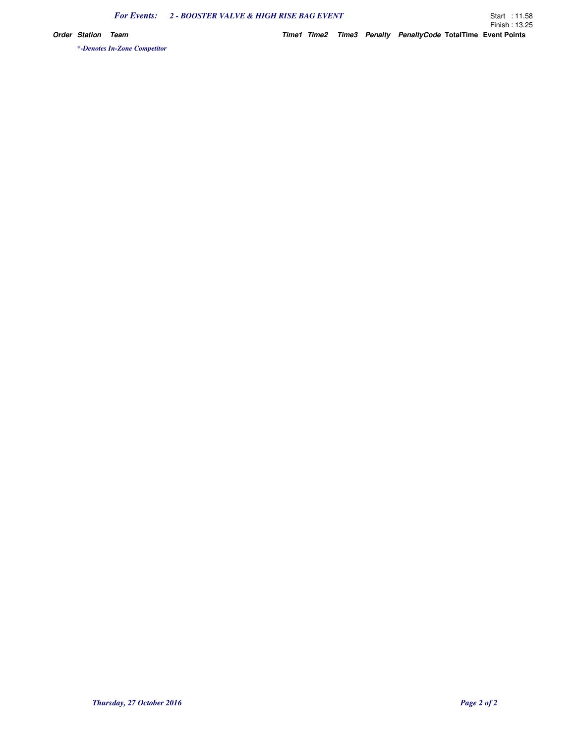*For Events:* ***2 - BOOSTER VALVE & HIGH RISE BAG EVENT***

Start : 11.58
Finish : 13.25

| Order | Station | Team | Time1 | Time2 | Time3 | Penalty | PenaltyCode | TotalTime | Event Points |
|---|---|---|---|---|---|---|---|---|---|

****-Denotes In-Zone Competitor***

*Thursday, 27 October 2016*